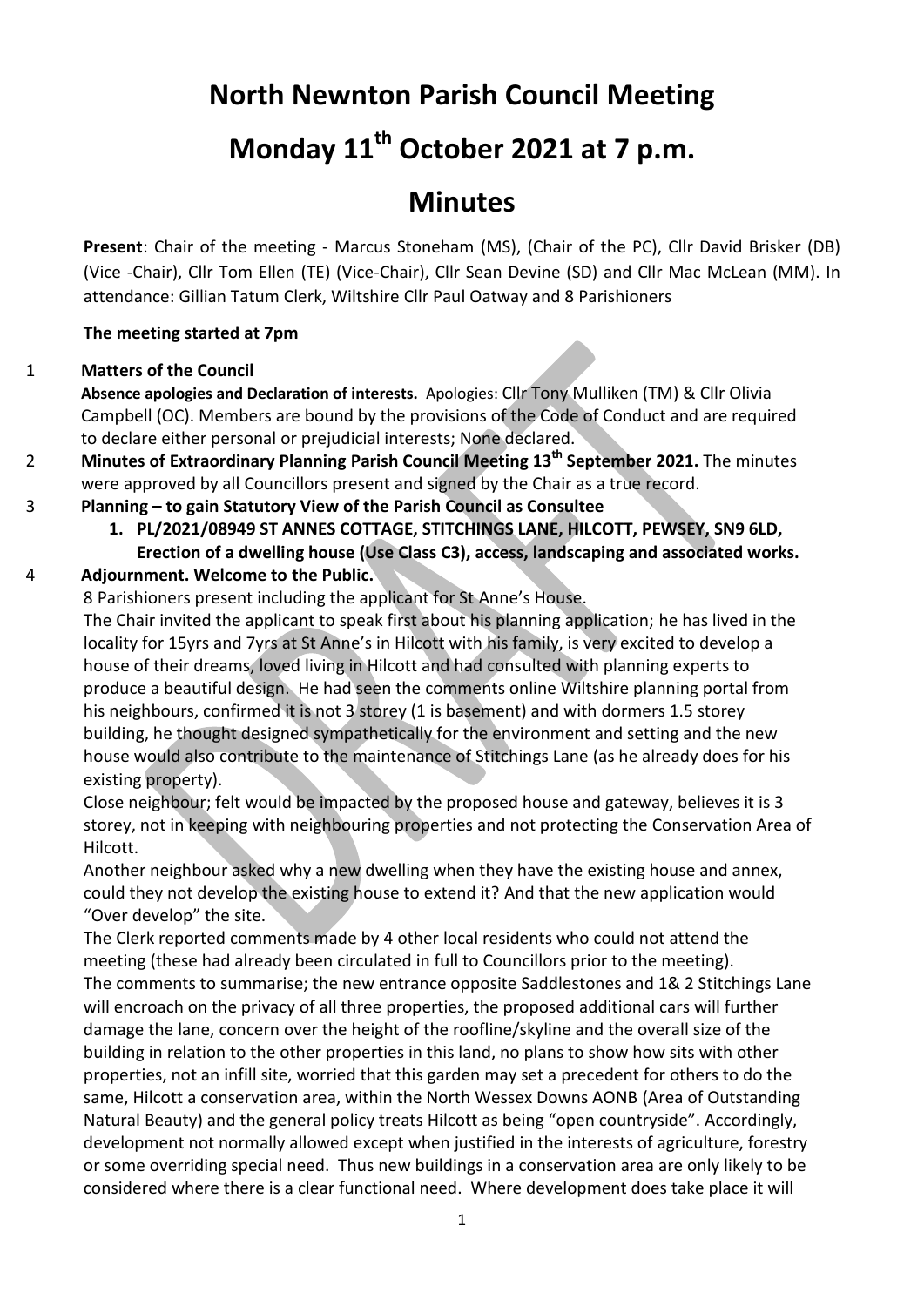# North Newnton Parish Council Meeting

# Monday 11th October 2021 at 7 p.m.

# Minutes

**Present**: Chair of the meeting - Marcus Stoneham (MS), (Chair of the PC), Cllr David Brisker (DB) (Vice -Chair), Cllr Tom Ellen (TE) (Vice-Chair), Cllr Sean Devine (SD) and Cllr Mac McLean (MM). In attendance: Gillian Tatum Clerk, Wiltshire Cllr Paul Oatway and 8 Parishioners

**The meeting started at 7pm**

1 **Matters of the Council**

**Absence apologies and Declaration of interests.** Apologies: Cllr Tony Mulliken (TM) & Cllr Olivia Campbell (OC). Members are bound by the provisions of the Code of Conduct and are required to declare either personal or prejudicial interests; None declared.

2 **Minutes of Extraordinary Planning Parish Council Meeting 13th September 2021.** The minutes were approved by all Councillors present and signed by the Chair as a true record.

3 **Planning – to gain Statutory View of the Parish Council as Consultee**

1. **PL/2021/08949 ST ANNES COTTAGE, STITCHINGS LANE, HILCOTT, PEWSEY, SN9 6LD, Erection of a dwelling house (Use Class C3), access, landscaping and associated works.**

4 **Adjournment. Welcome to the Public.**

8 Parishioners present including the applicant for St Anne's House.

The Chair invited the applicant to speak first about his planning application; he has lived in the locality for 15yrs and 7yrs at St Anne's in Hilcott with his family, is very excited to develop a house of their dreams, loved living in Hilcott and had consulted with planning experts to produce a beautiful design. He had seen the comments online Wiltshire planning portal from his neighbours, confirmed it is not 3 storey (1 is basement) and with dormers 1.5 storey building, he thought designed sympathetically for the environment and setting and the new house would also contribute to the maintenance of Stitchings Lane (as he already does for his existing property).

Close neighbour; felt would be impacted by the proposed house and gateway, believes it is 3 storey, not in keeping with neighbouring properties and not protecting the Conservation Area of Hilcott.

Another neighbour asked why a new dwelling when they have the existing house and annex, could they not develop the existing house to extend it? And that the new application would "Over develop" the site.

The Clerk reported comments made by 4 other local residents who could not attend the meeting (these had already been circulated in full to Councillors prior to the meeting).

The comments to summarise; the new entrance opposite Saddlestones and 1& 2 Stitchings Lane will encroach on the privacy of all three properties, the proposed additional cars will further damage the lane, concern over the height of the roofline/skyline and the overall size of the building in relation to the other properties in this land, no plans to show how sits with other properties, not an infill site, worried that this garden may set a precedent for others to do the same, Hilcott a conservation area, within the North Wessex Downs AONB (Area of Outstanding Natural Beauty) and the general policy treats Hilcott as being "open countryside". Accordingly, development not normally allowed except when justified in the interests of agriculture, forestry or some overriding special need. Thus new buildings in a conservation area are only likely to be considered where there is a clear functional need. Where development does take place it will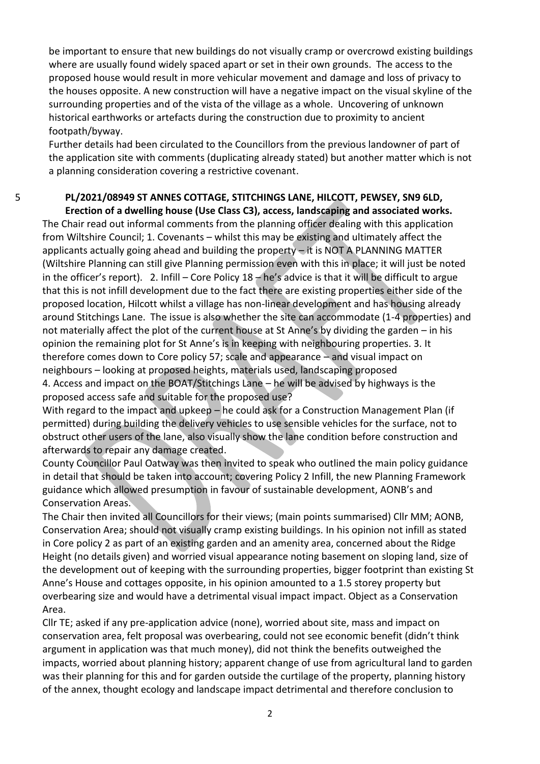be important to ensure that new buildings do not visually cramp or overcrowd existing buildings where are usually found widely spaced apart or set in their own grounds. The access to the proposed house would result in more vehicular movement and damage and loss of privacy to the houses opposite. A new construction will have a negative impact on the visual skyline of the surrounding properties and of the vista of the village as a whole. Uncovering of unknown historical earthworks or artefacts during the construction due to proximity to ancient footpath/byway.

Further details had been circulated to the Councillors from the previous landowner of part of the application site with comments (duplicating already stated) but another matter which is not a planning consideration covering a restrictive covenant.

5 **PL/2021/08949 ST ANNES COTTAGE, STITCHINGS LANE, HILCOTT, PEWSEY, SN9 6LD, Erection of a dwelling house (Use Class C3), access, landscaping and associated works.**

The Chair read out informal comments from the planning officer dealing with this application from Wiltshire Council; 1. Covenants – whilst this may be existing and ultimately affect the applicants actually going ahead and building the property – it is NOT A PLANNING MATTER (Wiltshire Planning can still give Planning permission even with this in place; it will just be noted in the officer's report). 2. Infill – Core Policy 18 – he's advice is that it will be difficult to argue that this is not infill development due to the fact there are existing properties either side of the proposed location, Hilcott whilst a village has non-linear development and has housing already around Stitchings Lane. The issue is also whether the site can accommodate (1-4 properties) and not materially affect the plot of the current house at St Anne's by dividing the garden – in his opinion the remaining plot for St Anne's is in keeping with neighbouring properties. 3. It therefore comes down to Core policy 57; scale and appearance – and visual impact on neighbours – looking at proposed heights, materials used, landscaping proposed
4. Access and impact on the BOAT/Stitchings Lane – he will be advised by highways is the proposed access safe and suitable for the proposed use?

With regard to the impact and upkeep – he could ask for a Construction Management Plan (if permitted) during building the delivery vehicles to use sensible vehicles for the surface, not to obstruct other users of the lane, also visually show the lane condition before construction and afterwards to repair any damage created.

County Councillor Paul Oatway was then invited to speak who outlined the main policy guidance in detail that should be taken into account; covering Policy 2 Infill, the new Planning Framework guidance which allowed presumption in favour of sustainable development, AONB's and Conservation Areas.

The Chair then invited all Councillors for their views; (main points summarised) Cllr MM; AONB, Conservation Area; should not visually cramp existing buildings. In his opinion not infill as stated in Core policy 2 as part of an existing garden and an amenity area, concerned about the Ridge Height (no details given) and worried visual appearance noting basement on sloping land, size of the development out of keeping with the surrounding properties, bigger footprint than existing St Anne's House and cottages opposite, in his opinion amounted to a 1.5 storey property but overbearing size and would have a detrimental visual impact impact. Object as a Conservation Area.

Cllr TE; asked if any pre-application advice (none), worried about site, mass and impact on conservation area, felt proposal was overbearing, could not see economic benefit (didn't think argument in application was that much money), did not think the benefits outweighed the impacts, worried about planning history; apparent change of use from agricultural land to garden was their planning for this and for garden outside the curtilage of the property, planning history of the annex, thought ecology and landscape impact detrimental and therefore conclusion to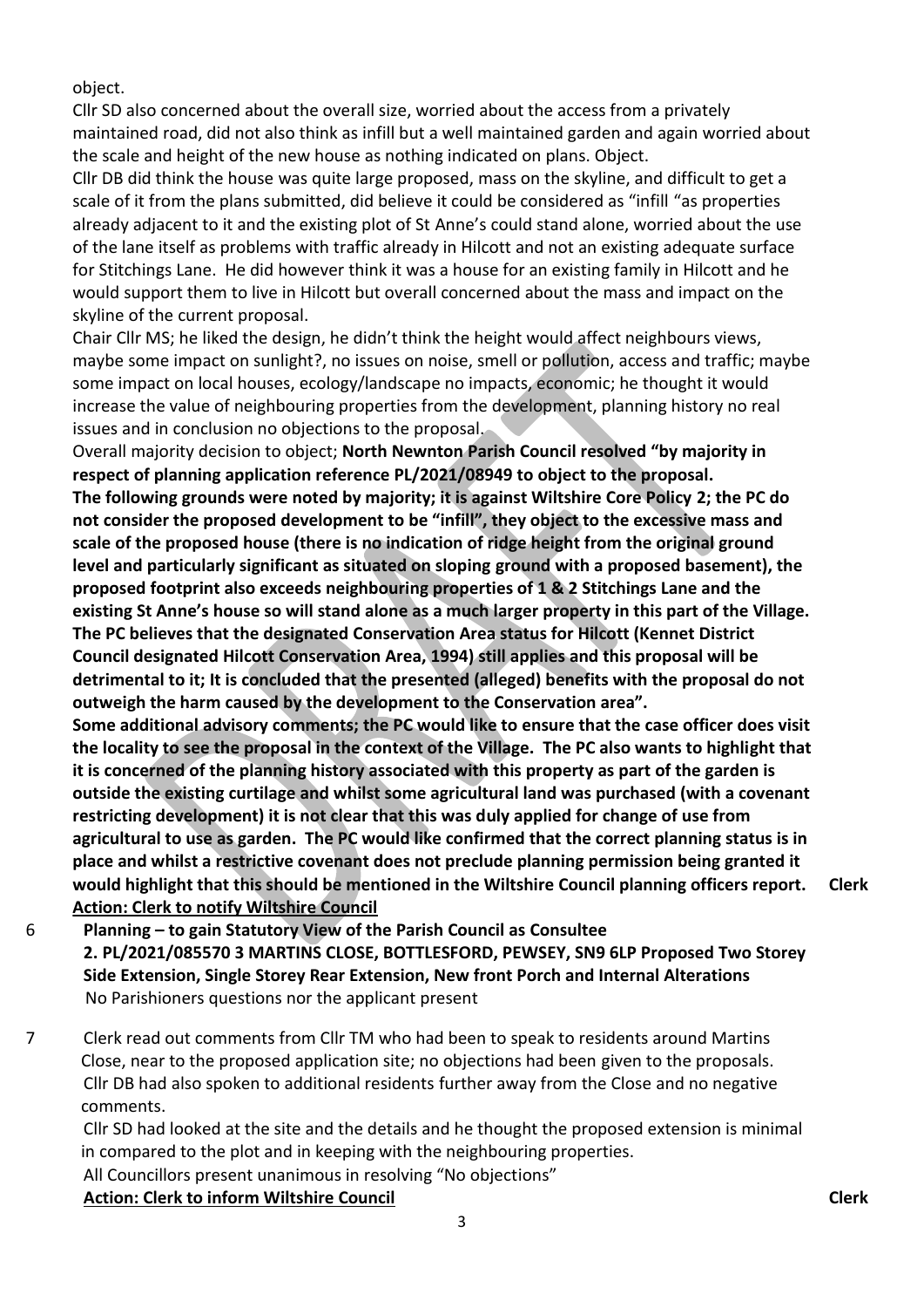object.

Cllr SD also concerned about the overall size, worried about the access from a privately maintained road, did not also think as infill but a well maintained garden and again worried about the scale and height of the new house as nothing indicated on plans. Object.

Cllr DB did think the house was quite large proposed, mass on the skyline, and difficult to get a scale of it from the plans submitted, did believe it could be considered as "infill "as properties already adjacent to it and the existing plot of St Anne's could stand alone, worried about the use of the lane itself as problems with traffic already in Hilcott and not an existing adequate surface for Stitchings Lane. He did however think it was a house for an existing family in Hilcott and he would support them to live in Hilcott but overall concerned about the mass and impact on the skyline of the current proposal.

Chair Cllr MS; he liked the design, he didn't think the height would affect neighbours views, maybe some impact on sunlight?, no issues on noise, smell or pollution, access and traffic; maybe some impact on local houses, ecology/landscape no impacts, economic; he thought it would increase the value of neighbouring properties from the development, planning history no real issues and in conclusion no objections to the proposal.

Overall majority decision to object; **North Newnton Parish Council resolved "by majority in respect of planning application reference PL/2021/08949 to object to the proposal. The following grounds were noted by majority; it is against Wiltshire Core Policy 2; the PC do not consider the proposed development to be "infill", they object to the excessive mass and scale of the proposed house (there is no indication of ridge height from the original ground level and particularly significant as situated on sloping ground with a proposed basement), the proposed footprint also exceeds neighbouring properties of 1 & 2 Stitchings Lane and the existing St Anne's house so will stand alone as a much larger property in this part of the Village. The PC believes that the designated Conservation Area status for Hilcott (Kennet District Council designated Hilcott Conservation Area, 1994) still applies and this proposal will be detrimental to it; It is concluded that the presented (alleged) benefits with the proposal do not outweigh the harm caused by the development to the Conservation area".**

**Some additional advisory comments; the PC would like to ensure that the case officer does visit the locality to see the proposal in the context of the Village. The PC also wants to highlight that it is concerned of the planning history associated with this property as part of the garden is outside the existing curtilage and whilst some agricultural land was purchased (with a covenant restricting development) it is not clear that this was duly applied for change of use from agricultural to use as garden. The PC would like confirmed that the correct planning status is in place and whilst a restrictive covenant does not preclude planning permission being granted it would highlight that this should be mentioned in the Wiltshire Council planning officers report.** **Clerk**

**Action: Clerk to notify Wiltshire Council**

6 **Planning – to gain Statutory View of the Parish Council as Consultee**
**2. PL/2021/085570 3 MARTINS CLOSE, BOTTLESFORD, PEWSEY, SN9 6LP Proposed Two Storey Side Extension, Single Storey Rear Extension, New front Porch and Internal Alterations**
No Parishioners questions nor the applicant present

7 Clerk read out comments from Cllr TM who had been to speak to residents around Martins Close, near to the proposed application site; no objections had been given to the proposals. Cllr DB had also spoken to additional residents further away from the Close and no negative comments.

Cllr SD had looked at the site and the details and he thought the proposed extension is minimal in compared to the plot and in keeping with the neighbouring properties.

All Councillors present unanimous in resolving "No objections"

**Action: Clerk to inform Wiltshire Council** **Clerk**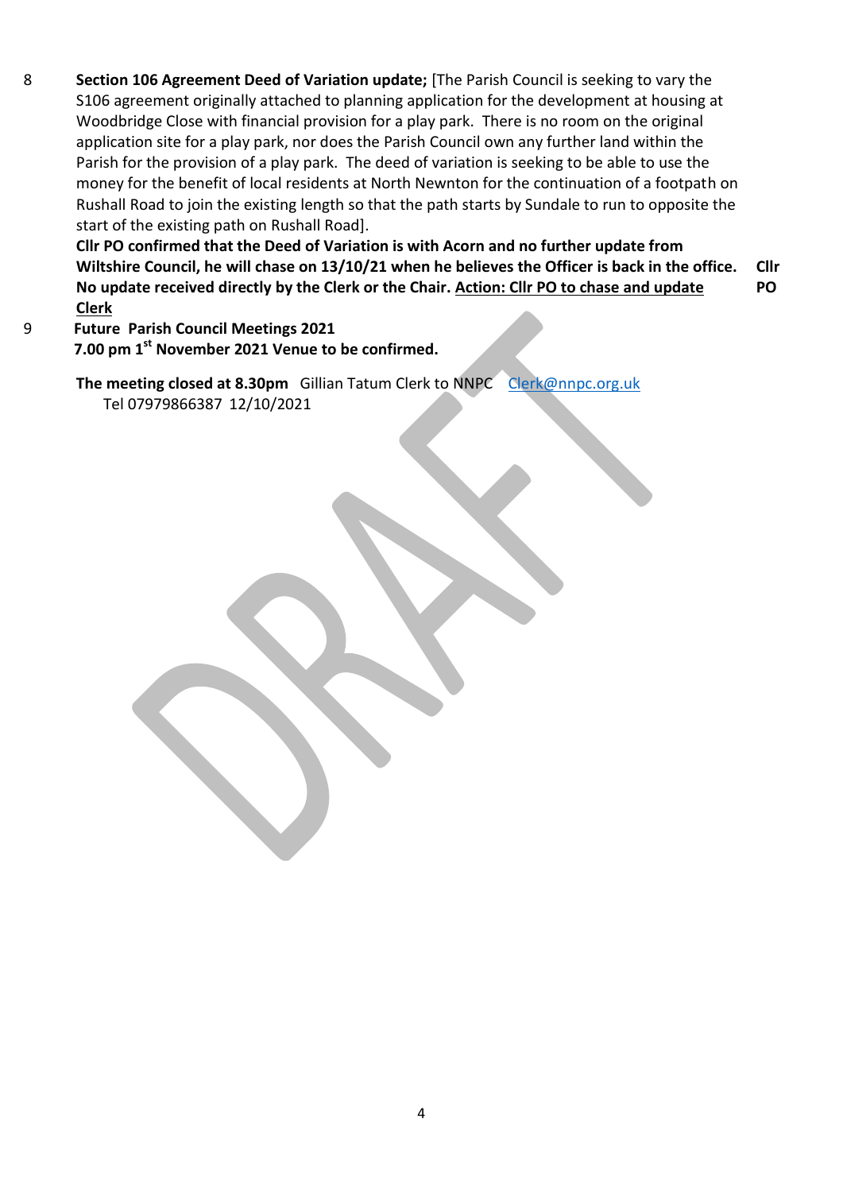8 **Section 106 Agreement Deed of Variation update;** [The Parish Council is seeking to vary the S106 agreement originally attached to planning application for the development at housing at Woodbridge Close with financial provision for a play park. There is no room on the original application site for a play park, nor does the Parish Council own any further land within the Parish for the provision of a play park. The deed of variation is seeking to be able to use the money for the benefit of local residents at North Newnton for the continuation of a footpath on Rushall Road to join the existing length so that the path starts by Sundale to run to opposite the start of the existing path on Rushall Road].

**Cllr PO confirmed that the Deed of Variation is with Acorn and no further update from Wiltshire Council, he will chase on 13/10/21 when he believes the Officer is back in the office. No update received directly by the Clerk or the Chair. Action: Cllr PO to chase and update Clerk** — **Cllr PO**

9 **Future Parish Council Meetings 2021**

**7.00 pm 1st November 2021 Venue to be confirmed.**

**The meeting closed at 8.30pm** Gillian Tatum Clerk to NNPC Clerk@nnpc.org.uk
Tel 07979866387 12/10/2021

DRAFT